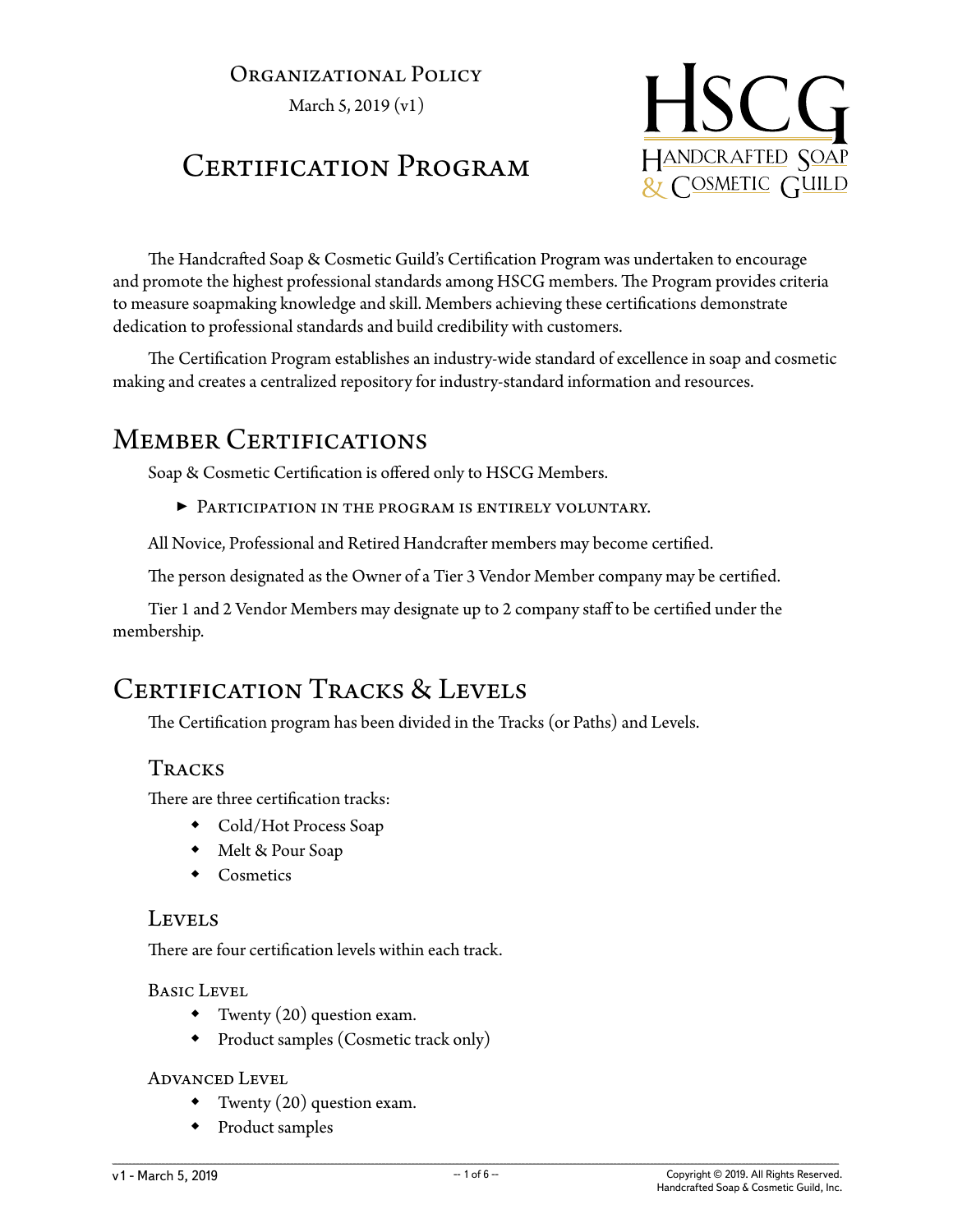Organizational Policy

March 5, 2019 (v1)

# Certification Program

The Handcrafted Soap & Cosmetic Guild's Certification Program was undertaken to encourage and promote the highest professional standards among HSCG members. The Program provides criteria to measure soapmaking knowledge and skill. Members achieving these certifications demonstrate dedication to professional standards and build credibility with customers.

The Certification Program establishes an industry-wide standard of excellence in soap and cosmetic making and creates a centralized repository for industry-standard information and resources.

## Member Certifications

Soap & Cosmetic Certification is offered only to HSCG Members.

- ► Participation in the program is entirely voluntary.

All Novice, Professional and Retired Handcrafter members may become certified.

The person designated as the Owner of a Tier 3 Vendor Member company may be certified.

Tier 1 and 2 Vendor Members may designate up to 2 company staff to be certified under the membership.

## Certification Tracks & Levels

The Certification program has been divided in the Tracks (or Paths) and Levels.

### Tracks

There are three certification tracks:

- Cold/Hot Process Soap
- Melt & Pour Soap
- Cosmetics

### Levels

There are four certification levels within each track.

#### Basic Level

- Twenty (20) question exam.
- Product samples (Cosmetic track only)

#### Advanced Level

- Twenty (20) question exam.
- Product samples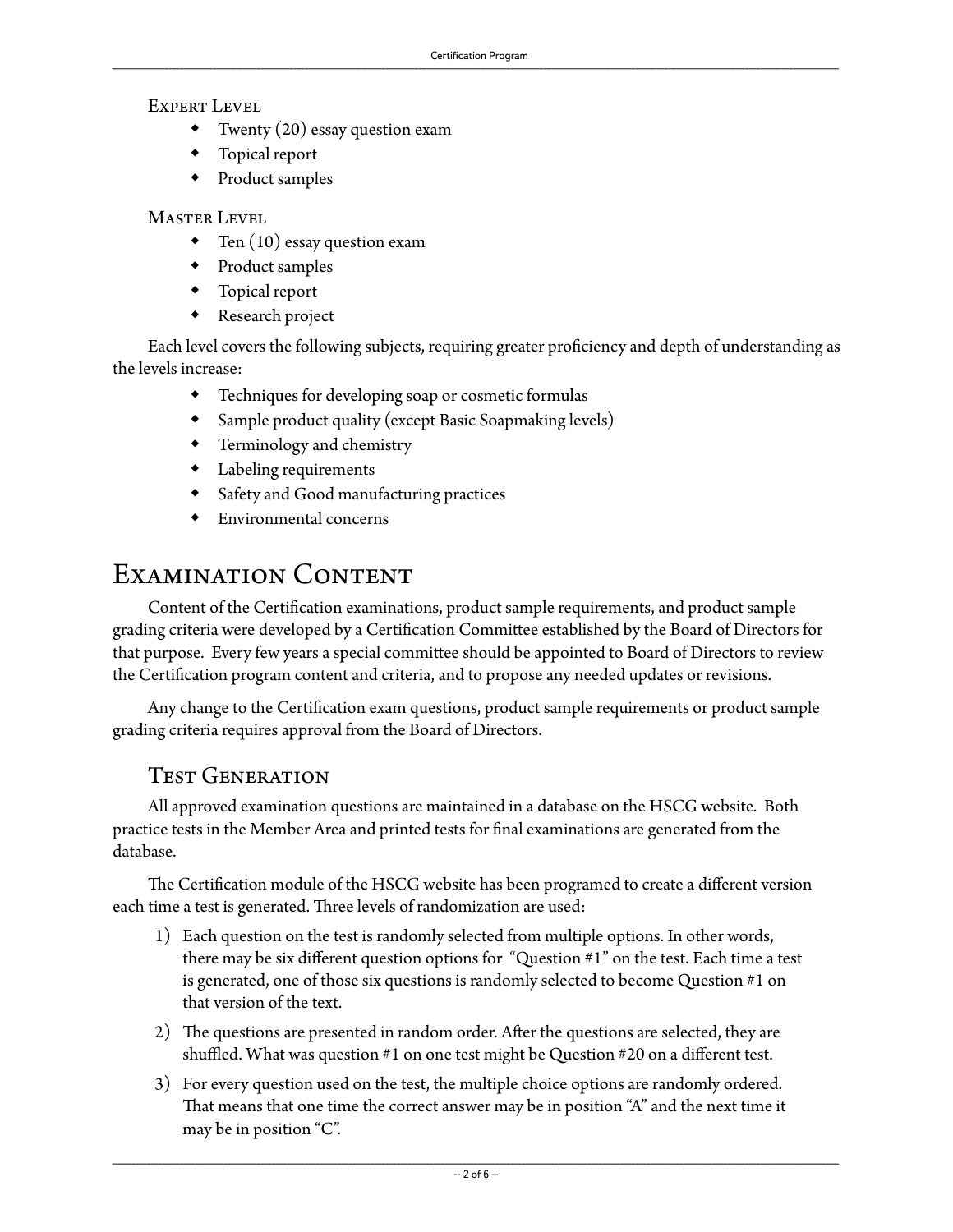### Expert Level

- Twenty (20) essay question exam
- Topical report
- Product samples

### Master Level

- Ten (10) essay question exam
- Product samples
- Topical report
- Research project

Each level covers the following subjects, requiring greater proficiency and depth of understanding as the levels increase:

- Techniques for developing soap or cosmetic formulas
- Sample product quality (except Basic Soapmaking levels)
- Terminology and chemistry
- Labeling requirements
- Safety and Good manufacturing practices
- Environmental concerns

## Examination Content

Content of the Certification examinations, product sample requirements, and product sample grading criteria were developed by a Certification Committee established by the Board of Directors for that purpose. Every few years a special committee should be appointed to Board of Directors to review the Certification program content and criteria, and to propose any needed updates or revisions.

Any change to the Certification exam questions, product sample requirements or product sample grading criteria requires approval from the Board of Directors.

### Test Generation

All approved examination questions are maintained in a database on the HSCG website. Both practice tests in the Member Area and printed tests for final examinations are generated from the database.

The Certification module of the HSCG website has been programed to create a different version each time a test is generated. Three levels of randomization are used:

1) Each question on the test is randomly selected from multiple options. In other words, there may be six different question options for "Question #1" on the test. Each time a test is generated, one of those six questions is randomly selected to become Question #1 on that version of the text.
2) The questions are presented in random order. After the questions are selected, they are shuffled. What was question #1 on one test might be Question #20 on a different test.
3) For every question used on the test, the multiple choice options are randomly ordered. That means that one time the correct answer may be in position "A" and the next time it may be in position "C".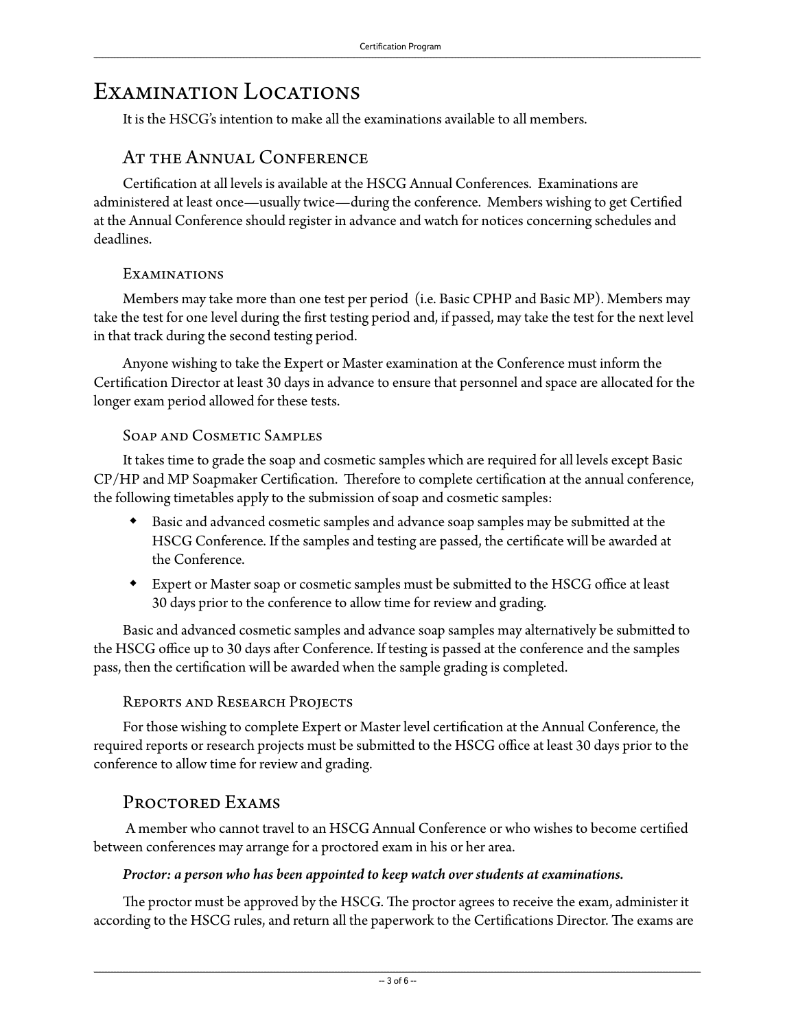# Examination Locations

It is the HSCG's intention to make all the examinations available to all members.

## At the Annual Conference

Certification at all levels is available at the HSCG Annual Conferences. Examinations are administered at least once—usually twice—during the conference. Members wishing to get Certified at the Annual Conference should register in advance and watch for notices concerning schedules and deadlines.

### Examinations

Members may take more than one test per period (i.e. Basic CPHP and Basic MP). Members may take the test for one level during the first testing period and, if passed, may take the test for the next level in that track during the second testing period.

Anyone wishing to take the Expert or Master examination at the Conference must inform the Certification Director at least 30 days in advance to ensure that personnel and space are allocated for the longer exam period allowed for these tests.

### Soap and Cosmetic Samples

It takes time to grade the soap and cosmetic samples which are required for all levels except Basic CP/HP and MP Soapmaker Certification. Therefore to complete certification at the annual conference, the following timetables apply to the submission of soap and cosmetic samples:

- Basic and advanced cosmetic samples and advance soap samples may be submitted at the HSCG Conference. If the samples and testing are passed, the certificate will be awarded at the Conference.
- Expert or Master soap or cosmetic samples must be submitted to the HSCG office at least 30 days prior to the conference to allow time for review and grading.

Basic and advanced cosmetic samples and advance soap samples may alternatively be submitted to the HSCG office up to 30 days after Conference. If testing is passed at the conference and the samples pass, then the certification will be awarded when the sample grading is completed.

### Reports and Research Projects

For those wishing to complete Expert or Master level certification at the Annual Conference, the required reports or research projects must be submitted to the HSCG office at least 30 days prior to the conference to allow time for review and grading.

## Proctored Exams

A member who cannot travel to an HSCG Annual Conference or who wishes to become certified between conferences may arrange for a proctored exam in his or her area.

***Proctor: a person who has been appointed to keep watch over students at examinations.***

The proctor must be approved by the HSCG. The proctor agrees to receive the exam, administer it according to the HSCG rules, and return all the paperwork to the Certifications Director. The exams are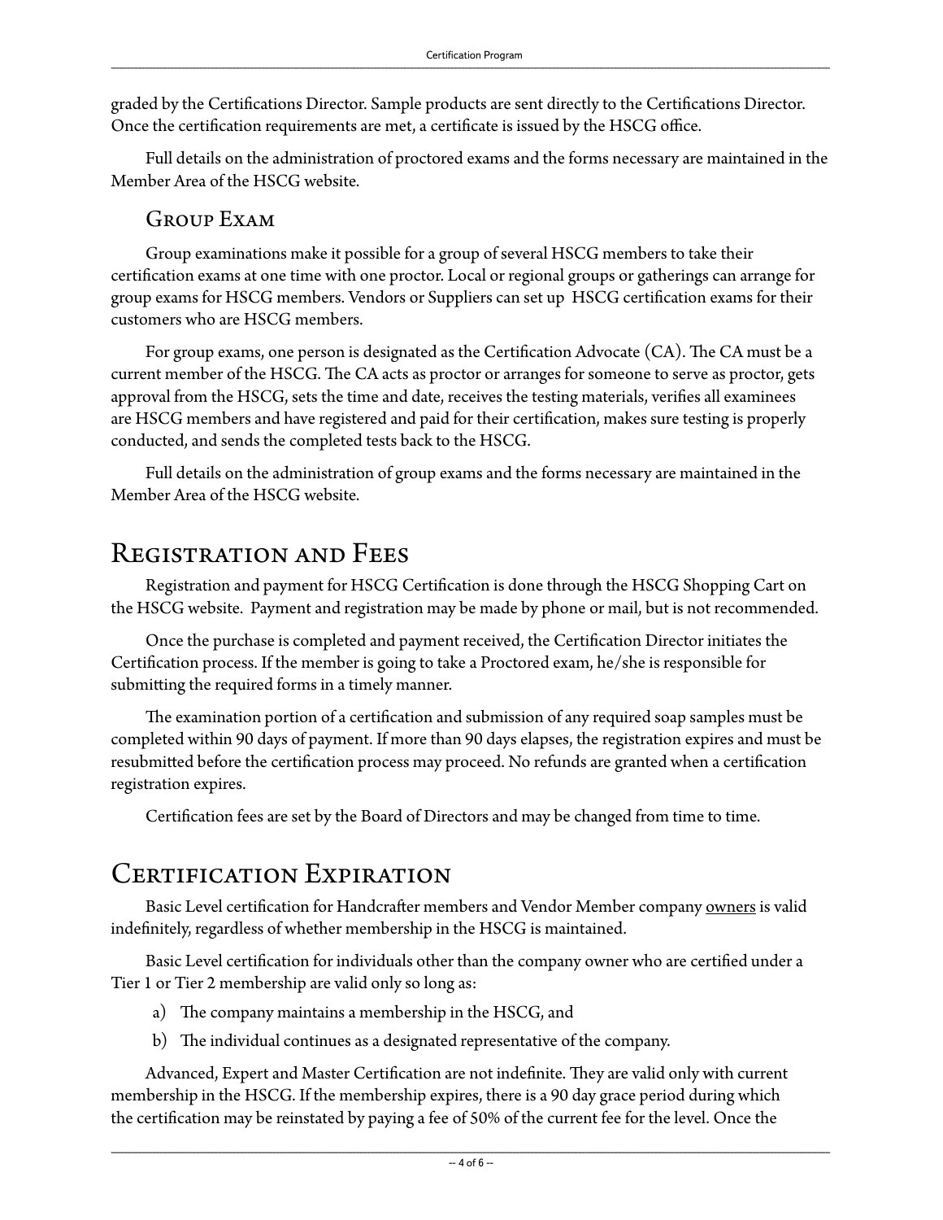graded by the Certifications Director. Sample products are sent directly to the Certifications Director. Once the certification requirements are met, a certificate is issued by the HSCG office.

Full details on the administration of proctored exams and the forms necessary are maintained in the Member Area of the HSCG website.

### Group Exam

Group examinations make it possible for a group of several HSCG members to take their certification exams at one time with one proctor. Local or regional groups or gatherings can arrange for group exams for HSCG members. Vendors or Suppliers can set up HSCG certification exams for their customers who are HSCG members.

For group exams, one person is designated as the Certification Advocate (CA). The CA must be a current member of the HSCG. The CA acts as proctor or arranges for someone to serve as proctor, gets approval from the HSCG, sets the time and date, receives the testing materials, verifies all examinees are HSCG members and have registered and paid for their certification, makes sure testing is properly conducted, and sends the completed tests back to the HSCG.

Full details on the administration of group exams and the forms necessary are maintained in the Member Area of the HSCG website.

## Registration and Fees

Registration and payment for HSCG Certification is done through the HSCG Shopping Cart on the HSCG website. Payment and registration may be made by phone or mail, but is not recommended.

Once the purchase is completed and payment received, the Certification Director initiates the Certification process. If the member is going to take a Proctored exam, he/she is responsible for submitting the required forms in a timely manner.

The examination portion of a certification and submission of any required soap samples must be completed within 90 days of payment. If more than 90 days elapses, the registration expires and must be resubmitted before the certification process may proceed. No refunds are granted when a certification registration expires.

Certification fees are set by the Board of Directors and may be changed from time to time.

## Certification Expiration

Basic Level certification for Handcrafter members and Vendor Member company <u>owners</u> is valid indefinitely, regardless of whether membership in the HSCG is maintained.

Basic Level certification for individuals other than the company owner who are certified under a Tier 1 or Tier 2 membership are valid only so long as:

a) The company maintains a membership in the HSCG, and
b) The individual continues as a designated representative of the company.

Advanced, Expert and Master Certification are not indefinite. They are valid only with current membership in the HSCG. If the membership expires, there is a 90 day grace period during which the certification may be reinstated by paying a fee of 50% of the current fee for the level. Once the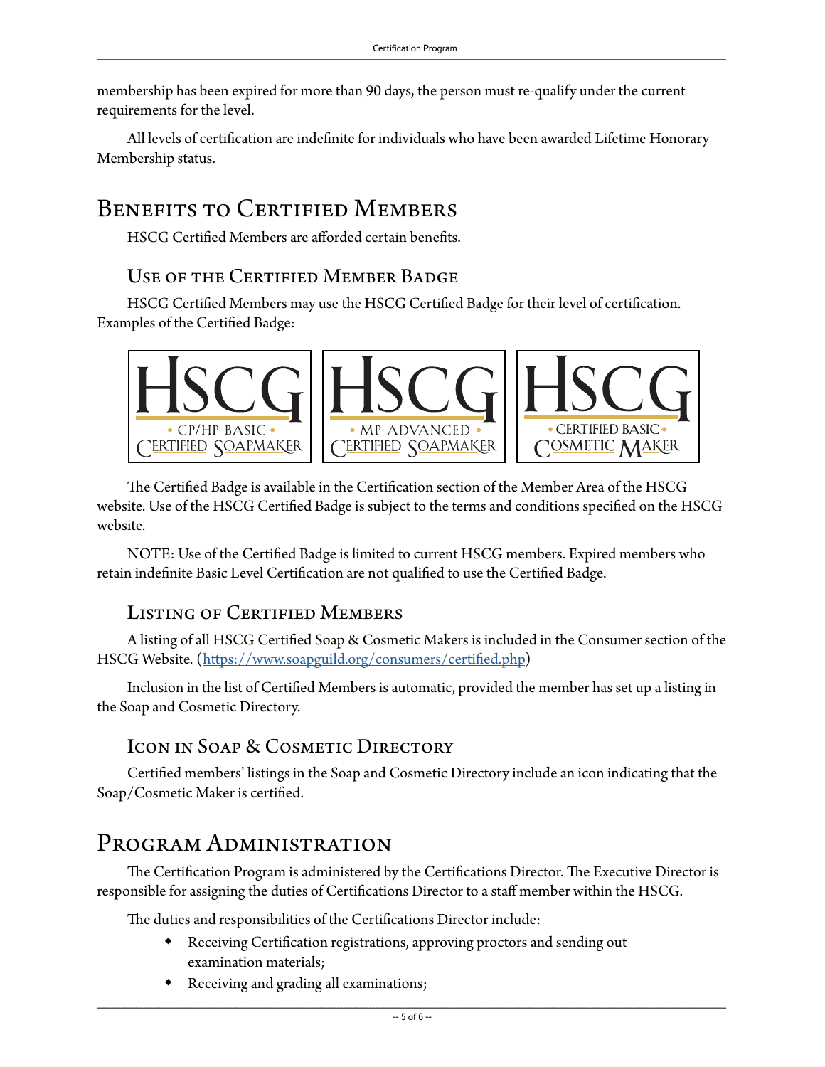membership has been expired for more than 90 days, the person must re-qualify under the current requirements for the level.

All levels of certification are indefinite for individuals who have been awarded Lifetime Honorary Membership status.

# Benefits to Certified Members

HSCG Certified Members are afforded certain benefits.

## Use of the Certified Member Badge

HSCG Certified Members may use the HSCG Certified Badge for their level of certification. Examples of the Certified Badge:

HSCG • CP/HP BASIC • CERTIFIED SOAPMAKER

HSCG • MP ADVANCED • CERTIFIED SOAPMAKER

HSCG • CERTIFIED BASIC • COSMETIC MAKER

The Certified Badge is available in the Certification section of the Member Area of the HSCG website. Use of the HSCG Certified Badge is subject to the terms and conditions specified on the HSCG website.

NOTE: Use of the Certified Badge is limited to current HSCG members. Expired members who retain indefinite Basic Level Certification are not qualified to use the Certified Badge.

## Listing of Certified Members

A listing of all HSCG Certified Soap & Cosmetic Makers is included in the Consumer section of the HSCG Website. (https://www.soapguild.org/consumers/certified.php)

Inclusion in the list of Certified Members is automatic, provided the member has set up a listing in the Soap and Cosmetic Directory.

## Icon in Soap & Cosmetic Directory

Certified members' listings in the Soap and Cosmetic Directory include an icon indicating that the Soap/Cosmetic Maker is certified.

# Program Administration

The Certification Program is administered by the Certifications Director. The Executive Director is responsible for assigning the duties of Certifications Director to a staff member within the HSCG.

The duties and responsibilities of the Certifications Director include:

- Receiving Certification registrations, approving proctors and sending out examination materials;
- Receiving and grading all examinations;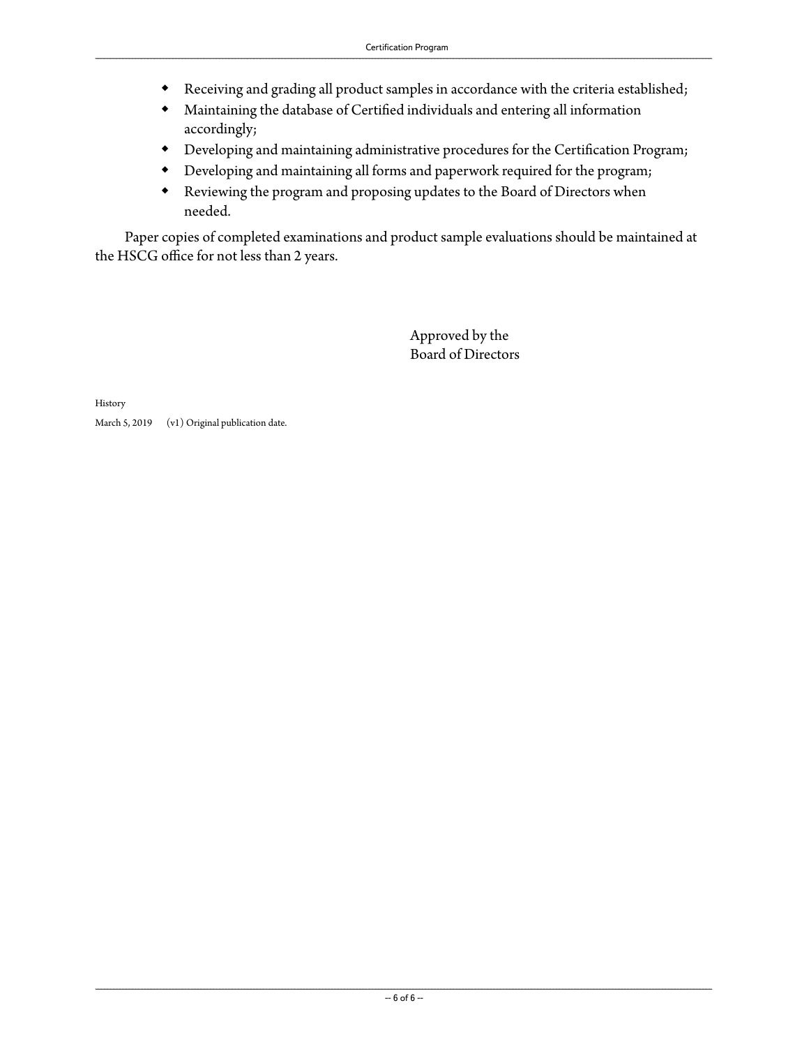- Receiving and grading all product samples in accordance with the criteria established;
- Maintaining the database of Certified individuals and entering all information accordingly;
- Developing and maintaining administrative procedures for the Certification Program;
- Developing and maintaining all forms and paperwork required for the program;
- Reviewing the program and proposing updates to the Board of Directors when needed.

Paper copies of completed examinations and product sample evaluations should be maintained at the HSCG office for not less than 2 years.

Approved by the
Board of Directors

History

March 5, 2019 (v1) Original publication date.